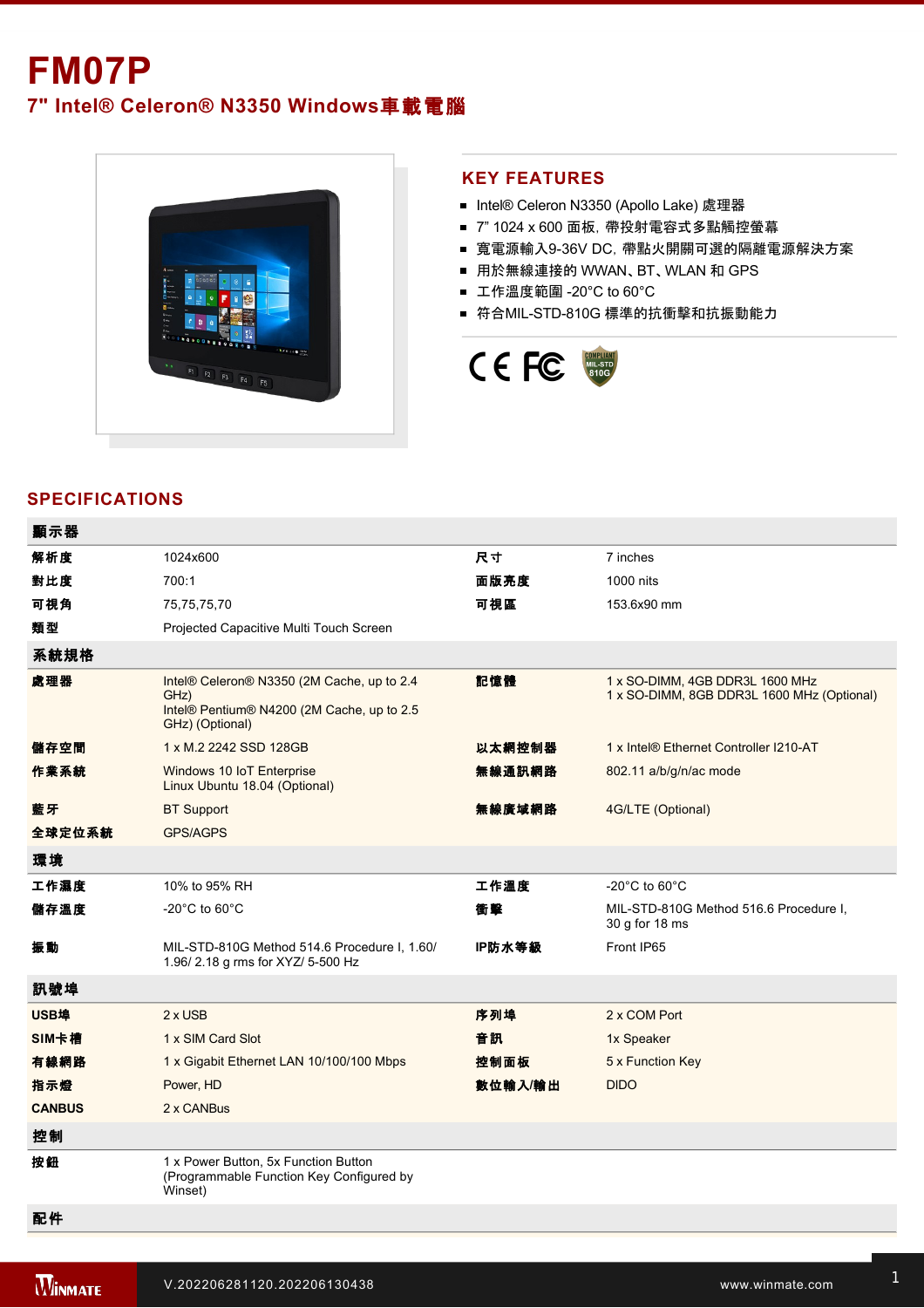# FM07P

## 7" Intel® Celeron® N3350 Windows車載電腦

## KEY FEATURES

- Intel® Celeron N3350 (Apollo Lake) 處理器
- 7" 1024 x 600 面板, 帶投射電容式多點觸控螢幕
- 寬電源輸入9-36V DC, 帶點火開關可選的隔離電源解決方案
- 用於無線連接的 WWAN、BT、WLAN 和 GPS
- 工作溫度範圍 -20°C to 60°C
- 符合MIL-STD-810G 標準的抗衝擊和抗振動能力

## SPECIFICATIONS

| 顯示器 | | | |
|---|---|---|---|
| 解析度 | 1024x600 | 尺寸 | 7 inches |
| 對比度 | 700:1 | 面版亮度 | 1000 nits |
| 可視角 | 75,75,75,70 | 可視區 | 153.6x90 mm |
| 類型 | Projected Capacitive Multi Touch Screen | | |
| **系統規格** | | | |
| 處理器 | Intel® Celeron® N3350 (2M Cache, up to 2.4 GHz)<br>Intel® Pentium® N4200 (2M Cache, up to 2.5 GHz) (Optional) | 記憶體 | 1 x SO-DIMM, 4GB DDR3L 1600 MHz<br>1 x SO-DIMM, 8GB DDR3L 1600 MHz (Optional) |
| 儲存空間 | 1 x M.2 2242 SSD 128GB | 以太網控制器 | 1 x Intel® Ethernet Controller I210-AT |
| 作業系統 | Windows 10 IoT Enterprise<br>Linux Ubuntu 18.04 (Optional) | 無線通訊網路 | 802.11 a/b/g/n/ac mode |
| 藍牙 | BT Support | 無線廣域網路 | 4G/LTE (Optional) |
| 全球定位系統 | GPS/AGPS | | |
| **環境** | | | |
| 工作濕度 | 10% to 95% RH | 工作溫度 | -20°C to 60°C |
| 儲存溫度 | -20°C to 60°C | 衝擊 | MIL-STD-810G Method 516.6 Procedure I, 30 g for 18 ms |
| 振動 | MIL-STD-810G Method 514.6 Procedure I, 1.60/ 1.96/ 2.18 g rms for XYZ/ 5-500 Hz | IP防水等級 | Front IP65 |
| **訊號埠** | | | |
| USB埠 | 2 x USB | 序列埠 | 2 x COM Port |
| SIM卡槽 | 1 x SIM Card Slot | 音訊 | 1x Speaker |
| 有線網路 | 1 x Gigabit Ethernet LAN 10/100/100 Mbps | 控制面板 | 5 x Function Key |
| 指示燈 | Power, HD | 數位輸入/輸出 | DIDO |
| CANBUS | 2 x CANBus | | |
| **控制** | | | |
| 按鈕 | 1 x Power Button, 5x Function Button<br>(Programmable Function Key Configured by Winset) | | |
| **配件** | | | |

V.202206281120.202206130438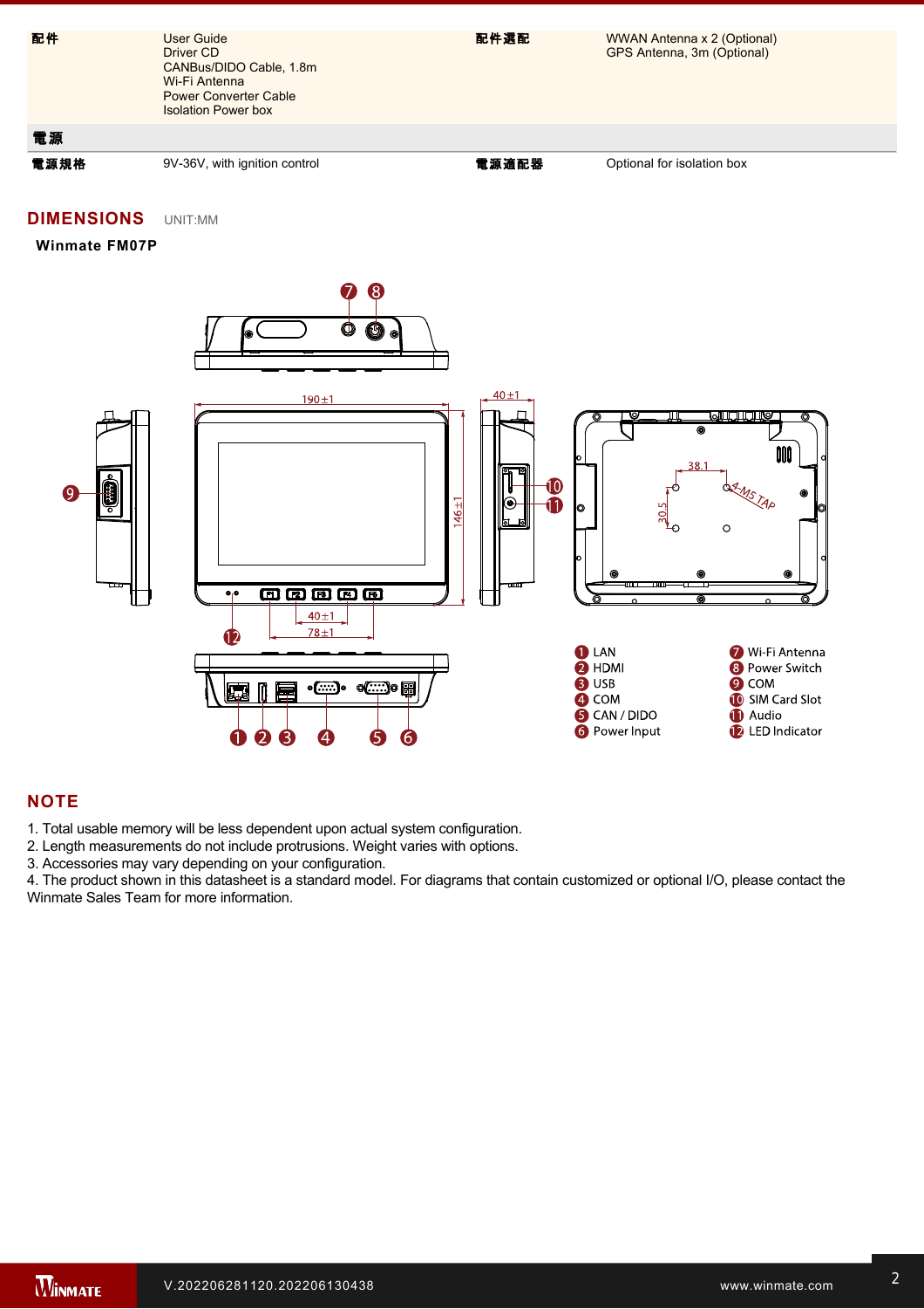| | | | |
|---|---|---|---|
| 配件 | User Guide<br>Driver CD<br>CANBus/DIDO Cable, 1.8m<br>Wi-Fi Antenna<br>Power Converter Cable<br>Isolation Power box | 配件選配 | WWAN Antenna x 2 (Optional)<br>GPS Antenna, 3m (Optional) |
| **電源** | | | |
| 電源規格 | 9V-36V, with ignition control | 電源適配器 | Optional for isolation box |

## DIMENSIONS

UNIT:MM

**Winmate FM07P**

190±1

40±1

146±1

38.1

30.5

4-M5 TAP

40±1

78±1

1 LAN
2 HDMI
3 USB
4 COM
5 CAN / DIDO
6 Power Input
7 Wi-Fi Antenna
8 Power Switch
9 COM
10 SIM Card Slot
11 Audio
12 LED Indicator

## NOTE

1. Total usable memory will be less dependent upon actual system configuration.
2. Length measurements do not include protrusions. Weight varies with options.
3. Accessories may vary depending on your configuration.
4. The product shown in this datasheet is a standard model. For diagrams that contain customized or optional I/O, please contact the Winmate Sales Team for more information.